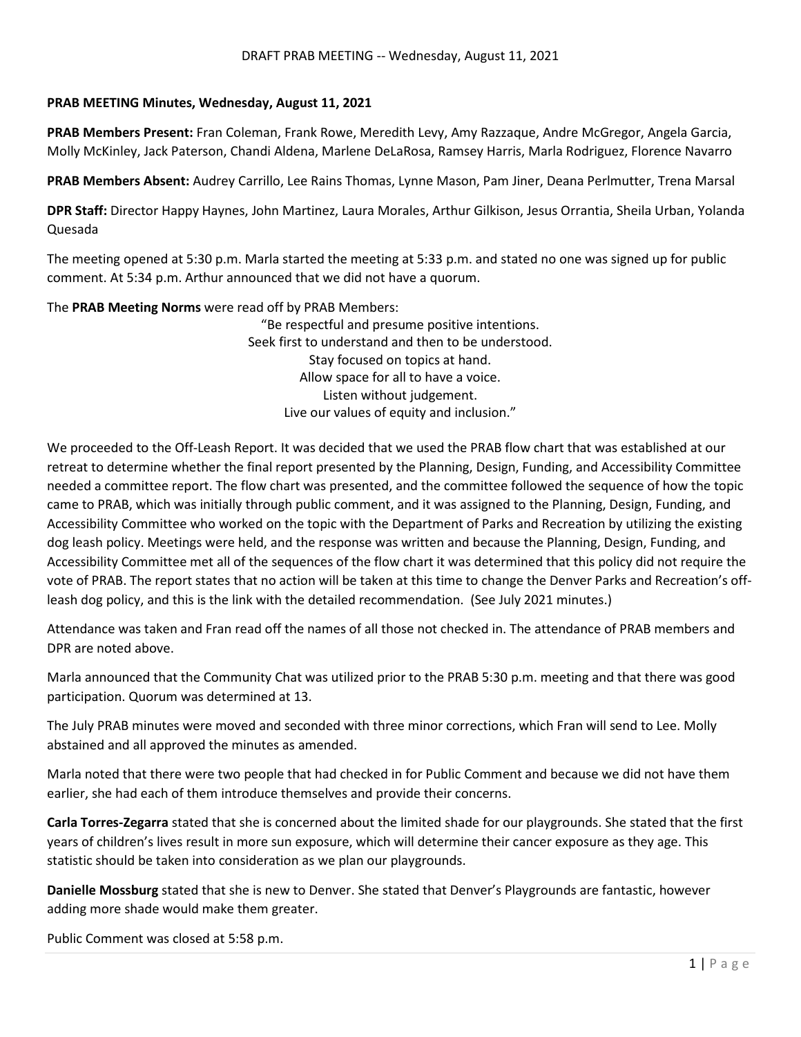**PRAB MEETING Minutes, Wednesday, August 11, 2021**

**PRAB Members Present:** Fran Coleman, Frank Rowe, Meredith Levy, Amy Razzaque, Andre McGregor, Angela Garcia, Molly McKinley, Jack Paterson, Chandi Aldena, Marlene DeLaRosa, Ramsey Harris, Marla Rodriguez, Florence Navarro

**PRAB Members Absent:** Audrey Carrillo, Lee Rains Thomas, Lynne Mason, Pam Jiner, Deana Perlmutter, Trena Marsal

**DPR Staff:** Director Happy Haynes, John Martinez, Laura Morales, Arthur Gilkison, Jesus Orrantia, Sheila Urban, Yolanda Quesada

The meeting opened at 5:30 p.m. Marla started the meeting at 5:33 p.m. and stated no one was signed up for public comment. At 5:34 p.m. Arthur announced that we did not have a quorum.

The **PRAB Meeting Norms** were read off by PRAB Members:

"Be respectful and presume positive intentions.
Seek first to understand and then to be understood.
Stay focused on topics at hand.
Allow space for all to have a voice.
Listen without judgement.
Live our values of equity and inclusion."

We proceeded to the Off-Leash Report. It was decided that we used the PRAB flow chart that was established at our retreat to determine whether the final report presented by the Planning, Design, Funding, and Accessibility Committee needed a committee report. The flow chart was presented, and the committee followed the sequence of how the topic came to PRAB, which was initially through public comment, and it was assigned to the Planning, Design, Funding, and Accessibility Committee who worked on the topic with the Department of Parks and Recreation by utilizing the existing dog leash policy. Meetings were held, and the response was written and because the Planning, Design, Funding, and Accessibility Committee met all of the sequences of the flow chart it was determined that this policy did not require the vote of PRAB. The report states that no action will be taken at this time to change the Denver Parks and Recreation's off-leash dog policy, and this is the link with the detailed recommendation. (See July 2021 minutes.)

Attendance was taken and Fran read off the names of all those not checked in. The attendance of PRAB members and DPR are noted above.

Marla announced that the Community Chat was utilized prior to the PRAB 5:30 p.m. meeting and that there was good participation. Quorum was determined at 13.

The July PRAB minutes were moved and seconded with three minor corrections, which Fran will send to Lee. Molly abstained and all approved the minutes as amended.

Marla noted that there were two people that had checked in for Public Comment and because we did not have them earlier, she had each of them introduce themselves and provide their concerns.

**Carla Torres-Zegarra** stated that she is concerned about the limited shade for our playgrounds. She stated that the first years of children's lives result in more sun exposure, which will determine their cancer exposure as they age. This statistic should be taken into consideration as we plan our playgrounds.

**Danielle Mossburg** stated that she is new to Denver. She stated that Denver's Playgrounds are fantastic, however adding more shade would make them greater.

Public Comment was closed at 5:58 p.m.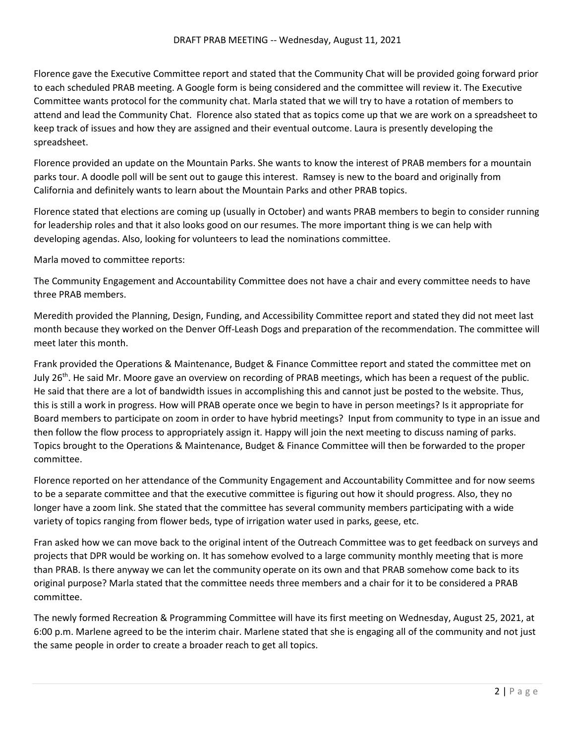DRAFT PRAB MEETING -- Wednesday, August 11, 2021

Florence gave the Executive Committee report and stated that the Community Chat will be provided going forward prior to each scheduled PRAB meeting. A Google form is being considered and the committee will review it. The Executive Committee wants protocol for the community chat. Marla stated that we will try to have a rotation of members to attend and lead the Community Chat. Florence also stated that as topics come up that we are work on a spreadsheet to keep track of issues and how they are assigned and their eventual outcome. Laura is presently developing the spreadsheet.

Florence provided an update on the Mountain Parks. She wants to know the interest of PRAB members for a mountain parks tour. A doodle poll will be sent out to gauge this interest. Ramsey is new to the board and originally from California and definitely wants to learn about the Mountain Parks and other PRAB topics.

Florence stated that elections are coming up (usually in October) and wants PRAB members to begin to consider running for leadership roles and that it also looks good on our resumes. The more important thing is we can help with developing agendas. Also, looking for volunteers to lead the nominations committee.

Marla moved to committee reports:

The Community Engagement and Accountability Committee does not have a chair and every committee needs to have three PRAB members.

Meredith provided the Planning, Design, Funding, and Accessibility Committee report and stated they did not meet last month because they worked on the Denver Off-Leash Dogs and preparation of the recommendation. The committee will meet later this month.

Frank provided the Operations & Maintenance, Budget & Finance Committee report and stated the committee met on July 26th. He said Mr. Moore gave an overview on recording of PRAB meetings, which has been a request of the public. He said that there are a lot of bandwidth issues in accomplishing this and cannot just be posted to the website. Thus, this is still a work in progress. How will PRAB operate once we begin to have in person meetings? Is it appropriate for Board members to participate on zoom in order to have hybrid meetings? Input from community to type in an issue and then follow the flow process to appropriately assign it. Happy will join the next meeting to discuss naming of parks. Topics brought to the Operations & Maintenance, Budget & Finance Committee will then be forwarded to the proper committee.

Florence reported on her attendance of the Community Engagement and Accountability Committee and for now seems to be a separate committee and that the executive committee is figuring out how it should progress. Also, they no longer have a zoom link. She stated that the committee has several community members participating with a wide variety of topics ranging from flower beds, type of irrigation water used in parks, geese, etc.

Fran asked how we can move back to the original intent of the Outreach Committee was to get feedback on surveys and projects that DPR would be working on. It has somehow evolved to a large community monthly meeting that is more than PRAB. Is there anyway we can let the community operate on its own and that PRAB somehow come back to its original purpose? Marla stated that the committee needs three members and a chair for it to be considered a PRAB committee.

The newly formed Recreation & Programming Committee will have its first meeting on Wednesday, August 25, 2021, at 6:00 p.m. Marlene agreed to be the interim chair. Marlene stated that she is engaging all of the community and not just the same people in order to create a broader reach to get all topics.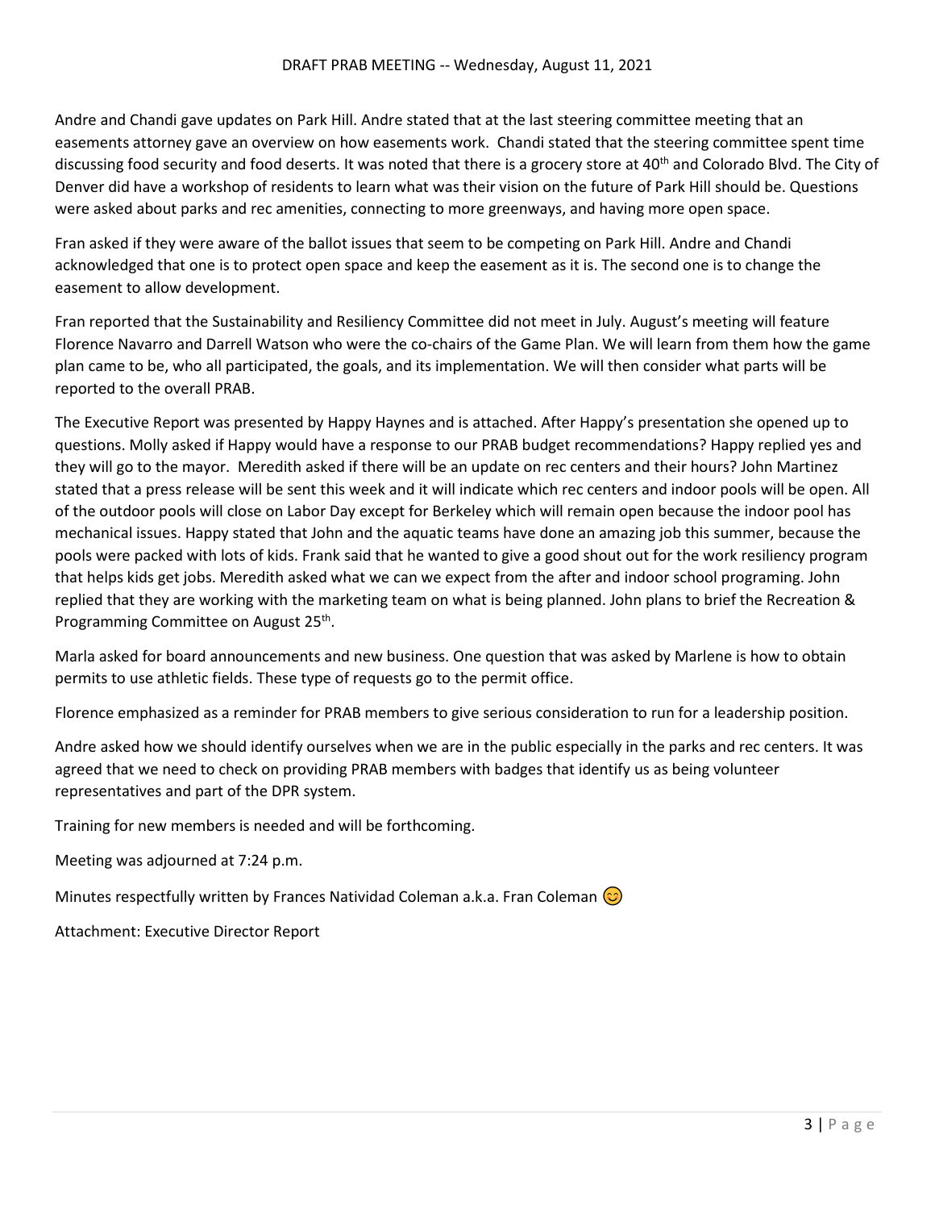Andre and Chandi gave updates on Park Hill. Andre stated that at the last steering committee meeting that an easements attorney gave an overview on how easements work. Chandi stated that the steering committee spent time discussing food security and food deserts. It was noted that there is a grocery store at 40th and Colorado Blvd. The City of Denver did have a workshop of residents to learn what was their vision on the future of Park Hill should be. Questions were asked about parks and rec amenities, connecting to more greenways, and having more open space.

Fran asked if they were aware of the ballot issues that seem to be competing on Park Hill. Andre and Chandi acknowledged that one is to protect open space and keep the easement as it is. The second one is to change the easement to allow development.

Fran reported that the Sustainability and Resiliency Committee did not meet in July. August's meeting will feature Florence Navarro and Darrell Watson who were the co-chairs of the Game Plan. We will learn from them how the game plan came to be, who all participated, the goals, and its implementation. We will then consider what parts will be reported to the overall PRAB.

The Executive Report was presented by Happy Haynes and is attached. After Happy's presentation she opened up to questions. Molly asked if Happy would have a response to our PRAB budget recommendations? Happy replied yes and they will go to the mayor. Meredith asked if there will be an update on rec centers and their hours? John Martinez stated that a press release will be sent this week and it will indicate which rec centers and indoor pools will be open. All of the outdoor pools will close on Labor Day except for Berkeley which will remain open because the indoor pool has mechanical issues. Happy stated that John and the aquatic teams have done an amazing job this summer, because the pools were packed with lots of kids. Frank said that he wanted to give a good shout out for the work resiliency program that helps kids get jobs. Meredith asked what we can we expect from the after and indoor school programing. John replied that they are working with the marketing team on what is being planned. John plans to brief the Recreation & Programming Committee on August 25th.

Marla asked for board announcements and new business. One question that was asked by Marlene is how to obtain permits to use athletic fields. These type of requests go to the permit office.

Florence emphasized as a reminder for PRAB members to give serious consideration to run for a leadership position.

Andre asked how we should identify ourselves when we are in the public especially in the parks and rec centers. It was agreed that we need to check on providing PRAB members with badges that identify us as being volunteer representatives and part of the DPR system.

Training for new members is needed and will be forthcoming.

Meeting was adjourned at 7:24 p.m.

Minutes respectfully written by Frances Natividad Coleman a.k.a. Fran Coleman 😊

Attachment: Executive Director Report